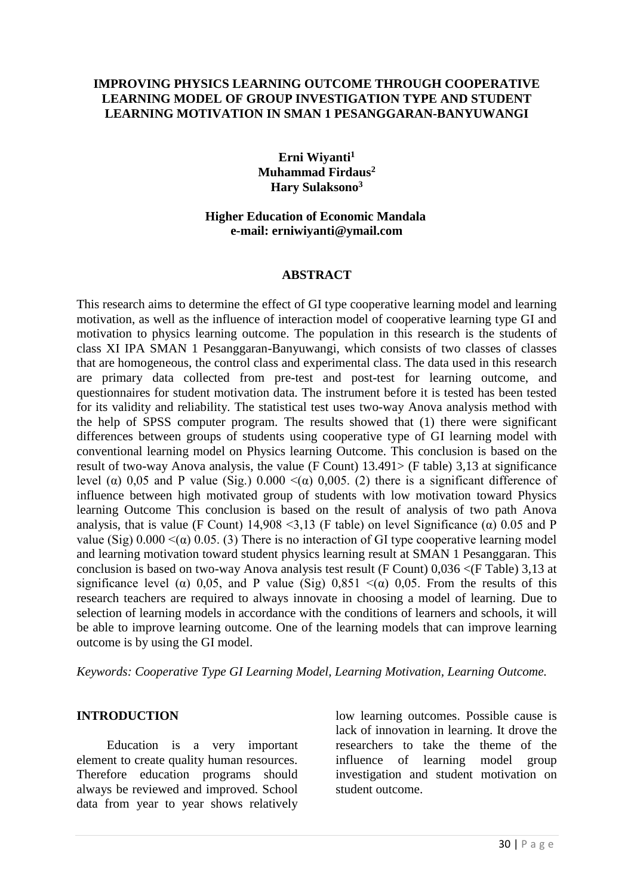# IMPROVING PHYSICS LEARNING OUTCOME THROUGH COOPERATIVE LEARNING MODEL OF GROUP INVESTIGATION TYPE AND STUDENT LEARNING MOTIVATION IN SMAN 1 PESANGGARAN-BANYUWANGI

**Erni Wiyanti[1]**
**Muhammad Firdaus[2]**
**Hary Sulaksono[3]**

**Higher Education of Economic Mandala**
**e-mail: erniwiyanti@ymail.com**

## ABSTRACT

This research aims to determine the effect of GI type cooperative learning model and learning motivation, as well as the influence of interaction model of cooperative learning type GI and motivation to physics learning outcome. The population in this research is the students of class XI IPA SMAN 1 Pesanggaran-Banyuwangi, which consists of two classes of classes that are homogeneous, the control class and experimental class. The data used in this research are primary data collected from pre-test and post-test for learning outcome, and questionnaires for student motivation data. The instrument before it is tested has been tested for its validity and reliability. The statistical test uses two-way Anova analysis method with the help of SPSS computer program. The results showed that (1) there were significant differences between groups of students using cooperative type of GI learning model with conventional learning model on Physics learning Outcome. This conclusion is based on the result of two-way Anova analysis, the value (F Count) 13.491> (F table) 3,13 at significance level (α) 0,05 and P value (Sig.) 0.000 <(α) 0,005. (2) there is a significant difference of influence between high motivated group of students with low motivation toward Physics learning Outcome This conclusion is based on the result of analysis of two path Anova analysis, that is value (F Count) 14,908 <3,13 (F table) on level Significance (α) 0.05 and P value (Sig) 0.000 <(α) 0.05. (3) There is no interaction of GI type cooperative learning model and learning motivation toward student physics learning result at SMAN 1 Pesanggaran. This conclusion is based on two-way Anova analysis test result (F Count) 0,036 <(F Table) 3,13 at significance level (α) 0,05, and P value (Sig) 0,851 <(α) 0,05. From the results of this research teachers are required to always innovate in choosing a model of learning. Due to selection of learning models in accordance with the conditions of learners and schools, it will be able to improve learning outcome. One of the learning models that can improve learning outcome is by using the GI model.

*Keywords: Cooperative Type GI Learning Model, Learning Motivation, Learning Outcome.*

## INTRODUCTION

Education is a very important element to create quality human resources. Therefore education programs should always be reviewed and improved. School data from year to year shows relatively low learning outcomes. Possible cause is lack of innovation in learning. It drove the researchers to take the theme of the influence of learning model group investigation and student motivation on student outcome.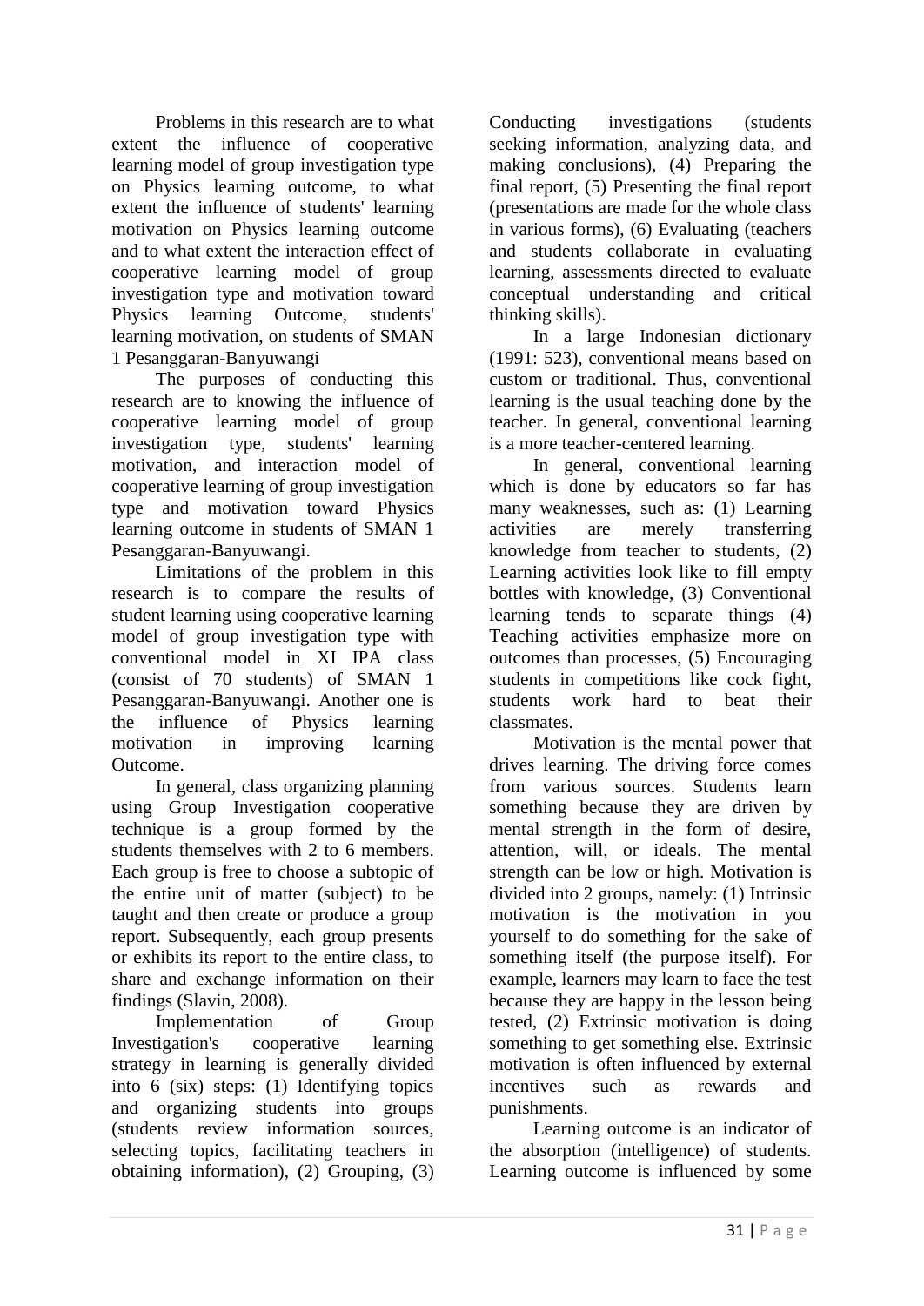Problems in this research are to what extent the influence of cooperative learning model of group investigation type on Physics learning outcome, to what extent the influence of students' learning motivation on Physics learning outcome and to what extent the interaction effect of cooperative learning model of group investigation type and motivation toward Physics learning Outcome, students' learning motivation, on students of SMAN 1 Pesanggaran-Banyuwangi

The purposes of conducting this research are to knowing the influence of cooperative learning model of group investigation type, students' learning motivation, and interaction model of cooperative learning of group investigation type and motivation toward Physics learning outcome in students of SMAN 1 Pesanggaran-Banyuwangi.

Limitations of the problem in this research is to compare the results of student learning using cooperative learning model of group investigation type with conventional model in XI IPA class (consist of 70 students) of SMAN 1 Pesanggaran-Banyuwangi. Another one is the influence of Physics learning motivation in improving learning Outcome.

In general, class organizing planning using Group Investigation cooperative technique is a group formed by the students themselves with 2 to 6 members. Each group is free to choose a subtopic of the entire unit of matter (subject) to be taught and then create or produce a group report. Subsequently, each group presents or exhibits its report to the entire class, to share and exchange information on their findings (Slavin, 2008).

Implementation of Group Investigation's cooperative learning strategy in learning is generally divided into 6 (six) steps: (1) Identifying topics and organizing students into groups (students review information sources, selecting topics, facilitating teachers in obtaining information), (2) Grouping, (3) Conducting investigations (students seeking information, analyzing data, and making conclusions), (4) Preparing the final report, (5) Presenting the final report (presentations are made for the whole class in various forms), (6) Evaluating (teachers and students collaborate in evaluating learning, assessments directed to evaluate conceptual understanding and critical thinking skills).

In a large Indonesian dictionary (1991: 523), conventional means based on custom or traditional. Thus, conventional learning is the usual teaching done by the teacher. In general, conventional learning is a more teacher-centered learning.

In general, conventional learning which is done by educators so far has many weaknesses, such as: (1) Learning activities are merely transferring knowledge from teacher to students, (2) Learning activities look like to fill empty bottles with knowledge, (3) Conventional learning tends to separate things (4) Teaching activities emphasize more on outcomes than processes, (5) Encouraging students in competitions like cock fight, students work hard to beat their classmates.

Motivation is the mental power that drives learning. The driving force comes from various sources. Students learn something because they are driven by mental strength in the form of desire, attention, will, or ideals. The mental strength can be low or high. Motivation is divided into 2 groups, namely: (1) Intrinsic motivation is the motivation in you yourself to do something for the sake of something itself (the purpose itself). For example, learners may learn to face the test because they are happy in the lesson being tested, (2) Extrinsic motivation is doing something to get something else. Extrinsic motivation is often influenced by external incentives such as rewards and punishments.

Learning outcome is an indicator of the absorption (intelligence) of students. Learning outcome is influenced by some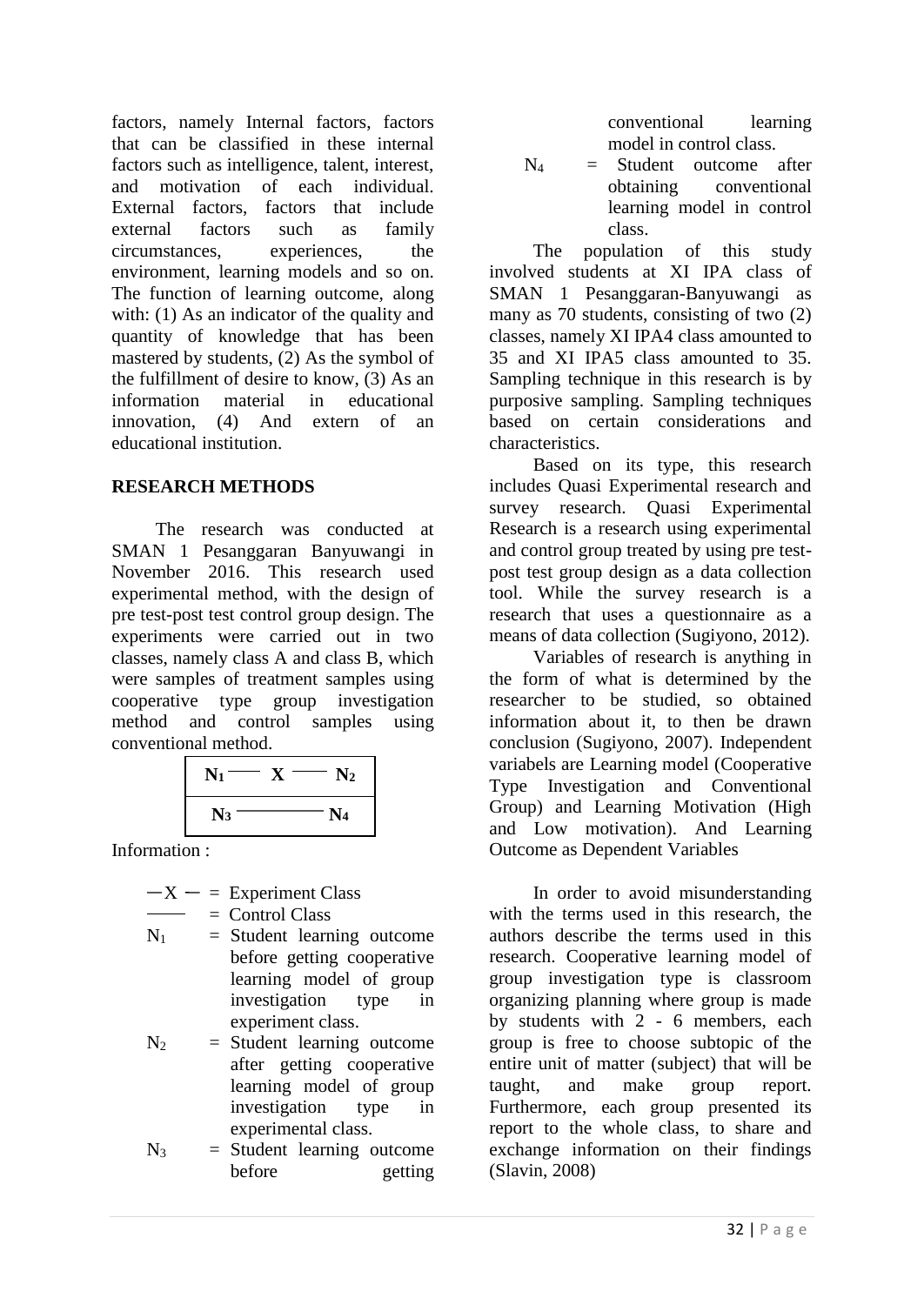factors, namely Internal factors, factors that can be classified in these internal factors such as intelligence, talent, interest, and motivation of each individual. External factors, factors that include external factors such as family circumstances, experiences, the environment, learning models and so on. The function of learning outcome, along with: (1) As an indicator of the quality and quantity of knowledge that has been mastered by students, (2) As the symbol of the fulfillment of desire to know, (3) As an information material in educational innovation, (4) And extern of an educational institution.

## RESEARCH METHODS

The research was conducted at SMAN 1 Pesanggaran Banyuwangi in November 2016. This research used experimental method, with the design of pre test-post test control group design. The experiments were carried out in two classes, namely class A and class B, which were samples of treatment samples using cooperative type group investigation method and control samples using conventional method.

| |
|---|
| $N_1$ —— X —— $N_2$ |
| $N_3$ ———— $N_4$ |

Information :

— X — = Experiment Class

—— = Control Class

$N_1$ = Student learning outcome before getting cooperative learning model of group investigation type in experiment class.

$N_2$ = Student learning outcome after getting cooperative learning model of group investigation type in experimental class.

$N_3$ = Student learning outcome before getting conventional learning model in control class.

$N_4$ = Student outcome after obtaining conventional learning model in control class.

The population of this study involved students at XI IPA class of SMAN 1 Pesanggaran-Banyuwangi as many as 70 students, consisting of two (2) classes, namely XI IPA4 class amounted to 35 and XI IPA5 class amounted to 35. Sampling technique in this research is by purposive sampling. Sampling techniques based on certain considerations and characteristics.

Based on its type, this research includes Quasi Experimental research and survey research. Quasi Experimental Research is a research using experimental and control group treated by using pre test-post test group design as a data collection tool. While the survey research is a research that uses a questionnaire as a means of data collection (Sugiyono, 2012).

Variables of research is anything in the form of what is determined by the researcher to be studied, so obtained information about it, to then be drawn conclusion (Sugiyono, 2007). Independent variabels are Learning model (Cooperative Type Investigation and Conventional Group) and Learning Motivation (High and Low motivation). And Learning Outcome as Dependent Variables

In order to avoid misunderstanding with the terms used in this research, the authors describe the terms used in this research. Cooperative learning model of group investigation type is classroom organizing planning where group is made by students with 2 - 6 members, each group is free to choose subtopic of the entire unit of matter (subject) that will be taught, and make group report. Furthermore, each group presented its report to the whole class, to share and exchange information on their findings (Slavin, 2008)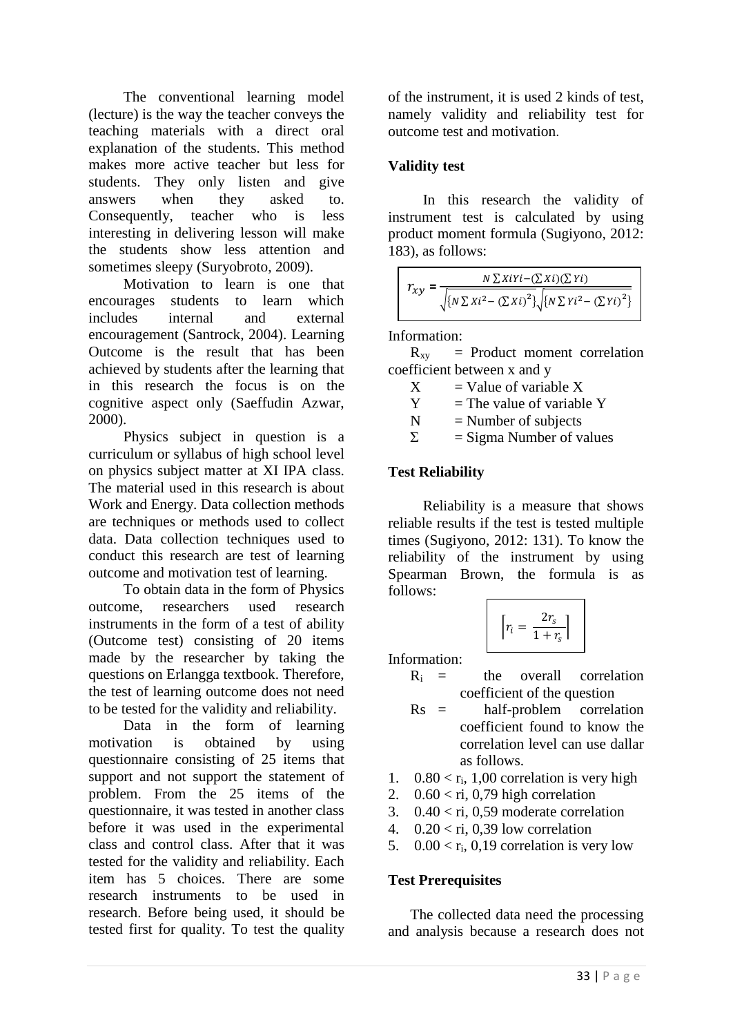The conventional learning model (lecture) is the way the teacher conveys the teaching materials with a direct oral explanation of the students. This method makes more active teacher but less for students. They only listen and give answers when they asked to. Consequently, teacher who is less interesting in delivering lesson will make the students show less attention and sometimes sleepy (Suryobroto, 2009).

Motivation to learn is one that encourages students to learn which includes internal and external encouragement (Santrock, 2004). Learning Outcome is the result that has been achieved by students after the learning that in this research the focus is on the cognitive aspect only (Saeffudin Azwar, 2000).

Physics subject in question is a curriculum or syllabus of high school level on physics subject matter at XI IPA class. The material used in this research is about Work and Energy. Data collection methods are techniques or methods used to collect data. Data collection techniques used to conduct this research are test of learning outcome and motivation test of learning.

To obtain data in the form of Physics outcome, researchers used research instruments in the form of a test of ability (Outcome test) consisting of 20 items made by the researcher by taking the questions on Erlangga textbook. Therefore, the test of learning outcome does not need to be tested for the validity and reliability.

Data in the form of learning motivation is obtained by using questionnaire consisting of 25 items that support and not support the statement of problem. From the 25 items of the questionnaire, it was tested in another class before it was used in the experimental class and control class. After that it was tested for the validity and reliability. Each item has 5 choices. There are some research instruments to be used in research. Before being used, it should be tested first for quality. To test the quality of the instrument, it is used 2 kinds of test, namely validity and reliability test for outcome test and motivation.

### Validity test

In this research the validity of instrument test is calculated by using product moment formula (Sugiyono, 2012: 183), as follows:

$$r_{xy} = \frac{N\sum XiYi - (\sum Xi)(\sum Yi)}{\sqrt{\{N\sum Xi^2 - (\sum Xi)^2\}}\sqrt{\{N\sum Yi^2 - (\sum Yi)^2\}}}$$

Information:

$R_{xy}$ = Product moment correlation coefficient between x and y

X = Value of variable X

Y = The value of variable Y

N = Number of subjects

Σ = Sigma Number of values

### Test Reliability

Reliability is a measure that shows reliable results if the test is tested multiple times (Sugiyono, 2012: 131). To know the reliability of the instrument by using Spearman Brown, the formula is as follows:

$$r_i = \frac{2r_s}{1 + r_s}$$

Information:

$R_i$ = the overall correlation coefficient of the question

Rs = half-problem correlation coefficient found to know the correlation level can use dallar as follows.

1. $0.80 < r_i$, 1,00 correlation is very high
2. $0.60 < ri$, 0,79 high correlation
3. $0.40 < ri$, 0,59 moderate correlation
4. $0.20 < ri$, 0,39 low correlation
5. $0.00 < r_i$, 0,19 correlation is very low

### Test Prerequisites

The collected data need the processing and analysis because a research does not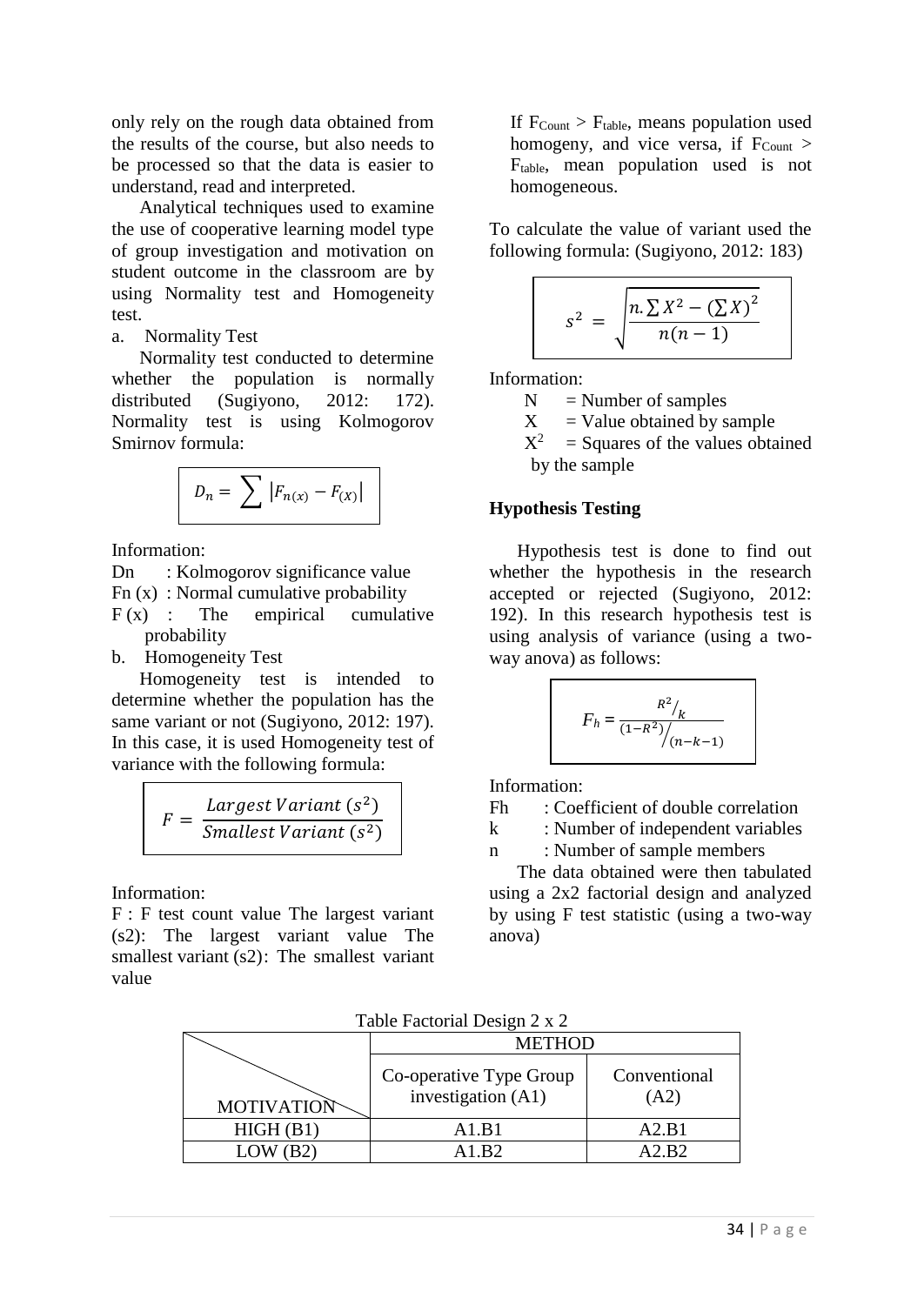only rely on the rough data obtained from the results of the course, but also needs to be processed so that the data is easier to understand, read and interpreted.

Analytical techniques used to examine the use of cooperative learning model type of group investigation and motivation on student outcome in the classroom are by using Normality test and Homogeneity test.

a. Normality Test

Normality test conducted to determine whether the population is normally distributed (Sugiyono, 2012: 172). Normality test is using Kolmogorov Smirnov formula:

$$D_n = \sum \left|F_{n(x)} - F_{(X)}\right|$$

Information:

Dn : Kolmogorov significance value
Fn (x) : Normal cumulative probability
F (x) : The empirical cumulative probability

b. Homogeneity Test

Homogeneity test is intended to determine whether the population has the same variant or not (Sugiyono, 2012: 197). In this case, it is used Homogeneity test of variance with the following formula:

$$F = \frac{Largest\,Variant\,(s^2)}{Smallest\,Variant\,(s^2)}$$

Information:

F : F test count value The largest variant (s2): The largest variant value The smallest variant (s2): The smallest variant value

If $F_{Count} > F_{table}$, means population used homogeny, and vice versa, if $F_{Count} > F_{table}$, mean population used is not homogeneous.

To calculate the value of variant used the following formula: (Sugiyono, 2012: 183)

$$s^2 = \sqrt{\frac{n.\sum X^2 - (\sum X)^2}{n(n-1)}}$$

Information:

N = Number of samples
X = Value obtained by sample
$X^2$ = Squares of the values obtained by the sample

**Hypothesis Testing**

Hypothesis test is done to find out whether the hypothesis in the research accepted or rejected (Sugiyono, 2012: 192). In this research hypothesis test is using analysis of variance (using a two-way anova) as follows:

$$F_h = \frac{R^2/_k}{(1-R^2)/_{(n-k-1)}}$$

Information:

Fh : Coefficient of double correlation
k : Number of independent variables
n : Number of sample members

The data obtained were then tabulated using a 2x2 factorial design and analyzed by using F test statistic (using a two-way anova)

Table Factorial Design 2 x 2

| MOTIVATION | METHOD | |
|---|---|---|
| | Co-operative Type Group investigation (A1) | Conventional (A2) |
| HIGH (B1) | A1.B1 | A2.B1 |
| LOW (B2) | A1.B2 | A2.B2 |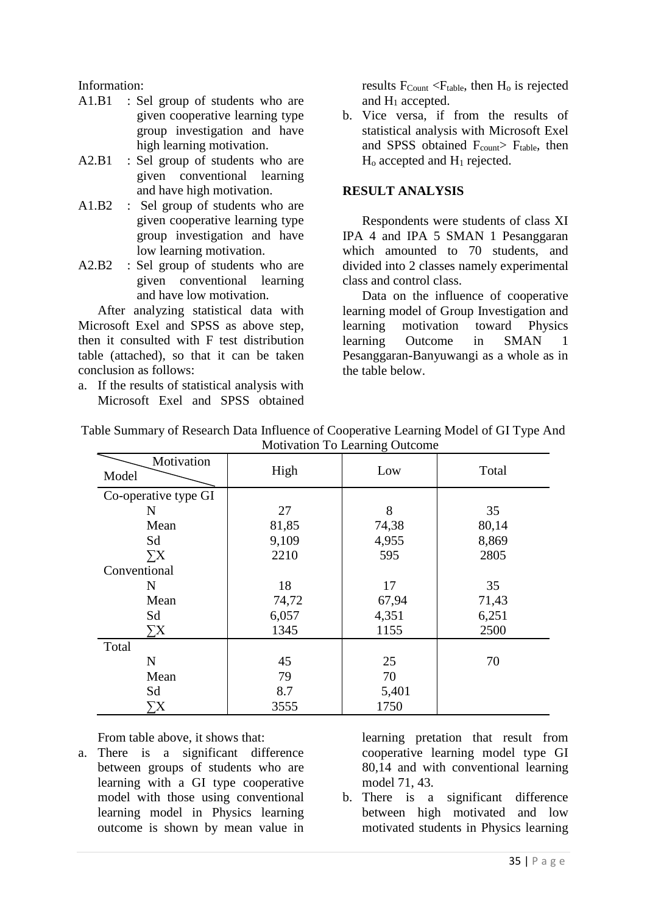Information:

- A1.B1 : Sel group of students who are given cooperative learning type group investigation and have high learning motivation.
- A2.B1 : Sel group of students who are given conventional learning and have high motivation.
- A1.B2 : Sel group of students who are given cooperative learning type group investigation and have low learning motivation.
- A2.B2 : Sel group of students who are given conventional learning and have low motivation.

After analyzing statistical data with Microsoft Exel and SPSS as above step, then it consulted with F test distribution table (attached), so that it can be taken conclusion as follows:

a. If the results of statistical analysis with Microsoft Exel and SPSS obtained results $F_{Count} < F_{table}$, then $H_o$ is rejected and $H_1$ accepted.
b. Vice versa, if from the results of statistical analysis with Microsoft Exel and SPSS obtained $F_{count} > F_{table}$, then $H_o$ accepted and $H_1$ rejected.

## RESULT ANALYSIS

Respondents were students of class XI IPA 4 and IPA 5 SMAN 1 Pesanggaran which amounted to 70 students, and divided into 2 classes namely experimental class and control class.

Data on the influence of cooperative learning model of Group Investigation and learning motivation toward Physics learning Outcome in SMAN 1 Pesanggaran-Banyuwangi as a whole as in the table below.

Table Summary of Research Data Influence of Cooperative Learning Model of GI Type And Motivation To Learning Outcome

| Model \ Motivation | High | Low | Total |
|---|---|---|---|
| Co-operative type GI | | | |
| N | 27 | 8 | 35 |
| Mean | 81,85 | 74,38 | 80,14 |
| Sd | 9,109 | 4,955 | 8,869 |
| ∑X | 2210 | 595 | 2805 |
| Conventional | | | |
| N | 18 | 17 | 35 |
| Mean | 74,72 | 67,94 | 71,43 |
| Sd | 6,057 | 4,351 | 6,251 |
| ∑X | 1345 | 1155 | 2500 |
| Total | | | |
| N | 45 | 25 | 70 |
| Mean | 79 | 70 | |
| Sd | 8.7 | 5,401 | |
| ∑X | 3555 | 1750 | |

From table above, it shows that:

a. There is a significant difference between groups of students who are learning with a GI type cooperative model with those using conventional learning model in Physics learning outcome is shown by mean value in learning pretation that result from cooperative learning model type GI 80,14 and with conventional learning model 71, 43.
b. There is a significant difference between high motivated and low motivated students in Physics learning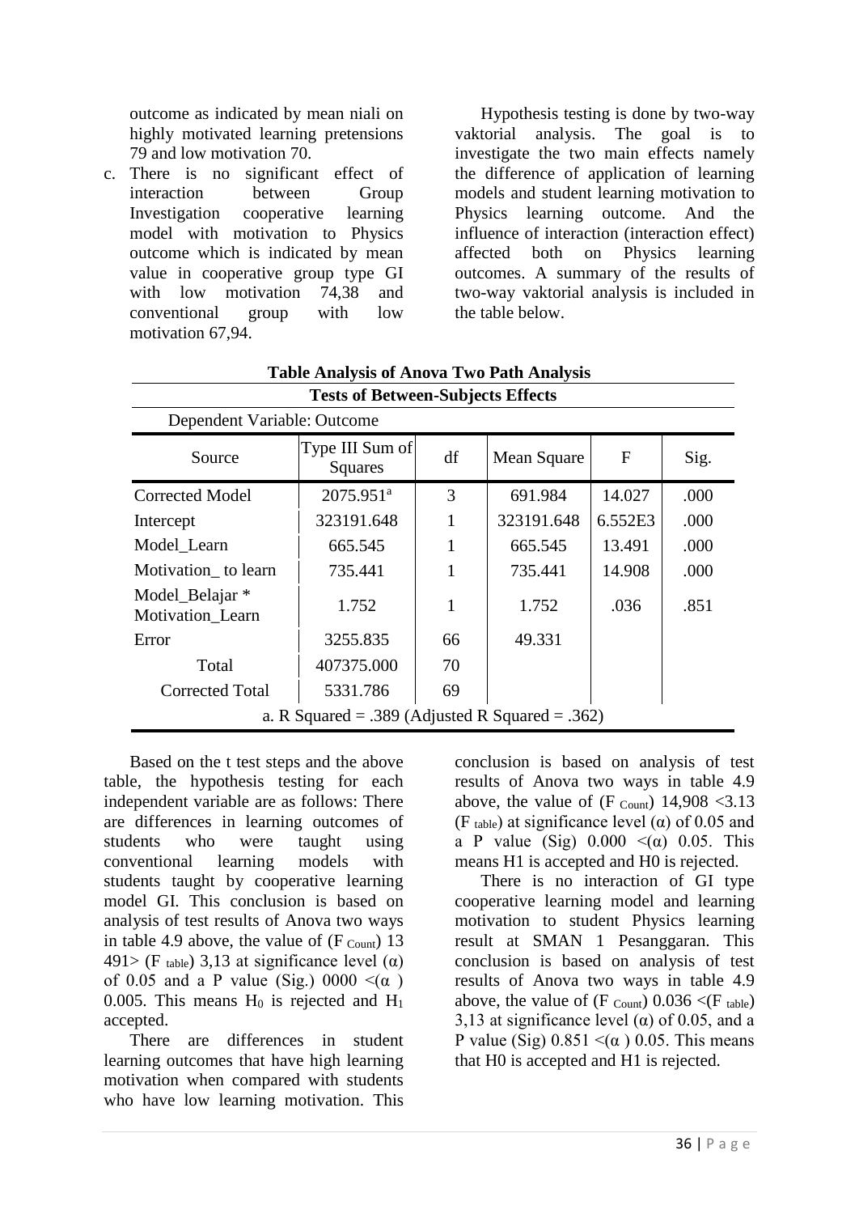outcome as indicated by mean niali on highly motivated learning pretensions 79 and low motivation 70.

c. There is no significant effect of interaction between Group Investigation cooperative learning model with motivation to Physics outcome which is indicated by mean value in cooperative group type GI with low motivation 74,38 and conventional group with low motivation 67,94.

Hypothesis testing is done by two-way vaktorial analysis. The goal is to investigate the two main effects namely the difference of application of learning models and student learning motivation to Physics learning outcome. And the influence of interaction (interaction effect) affected both on Physics learning outcomes. A summary of the results of two-way vaktorial analysis is included in the table below.

**Table Analysis of Anova Two Path Analysis**

**Tests of Between-Subjects Effects**

Dependent Variable: Outcome

| Source | Type III Sum of Squares | df | Mean Square | F | Sig. |
|---|---|---|---|---|---|
| Corrected Model | 2075.951[a] | 3 | 691.984 | 14.027 | .000 |
| Intercept | 323191.648 | 1 | 323191.648 | 6.552E3 | .000 |
| Model_Learn | 665.545 | 1 | 665.545 | 13.491 | .000 |
| Motivation_ to learn | 735.441 | 1 | 735.441 | 14.908 | .000 |
| Model_Belajar * Motivation_Learn | 1.752 | 1 | 1.752 | .036 | .851 |
| Error | 3255.835 | 66 | 49.331 | | |
| Total | 407375.000 | 70 | | | |
| Corrected Total | 5331.786 | 69 | | | |

a. R Squared = .389 (Adjusted R Squared = .362)

Based on the t test steps and the above table, the hypothesis testing for each independent variable are as follows: There are differences in learning outcomes of students who were taught using conventional learning models with students taught by cooperative learning model GI. This conclusion is based on analysis of test results of Anova two ways in table 4.9 above, the value of ($F_{Count}$) 13 491> ($F_{table}$) 3,13 at significance level (α) of 0.05 and a P value (Sig.) 0000 <(α ) 0.005. This means $H_0$ is rejected and $H_1$ accepted.

There are differences in student learning outcomes that have high learning motivation when compared with students who have low learning motivation. This conclusion is based on analysis of test results of Anova two ways in table 4.9 above, the value of ($F_{Count}$) 14,908 <3.13 ($F_{table}$) at significance level (α) of 0.05 and a P value (Sig) 0.000 <(α) 0.05. This means H1 is accepted and H0 is rejected.

There is no interaction of GI type cooperative learning model and learning motivation to student Physics learning result at SMAN 1 Pesanggaran. This conclusion is based on analysis of test results of Anova two ways in table 4.9 above, the value of ($F_{Count}$) 0.036 <($F_{table}$) 3,13 at significance level (α) of 0.05, and a P value (Sig) 0.851 <(α ) 0.05. This means that H0 is accepted and H1 is rejected.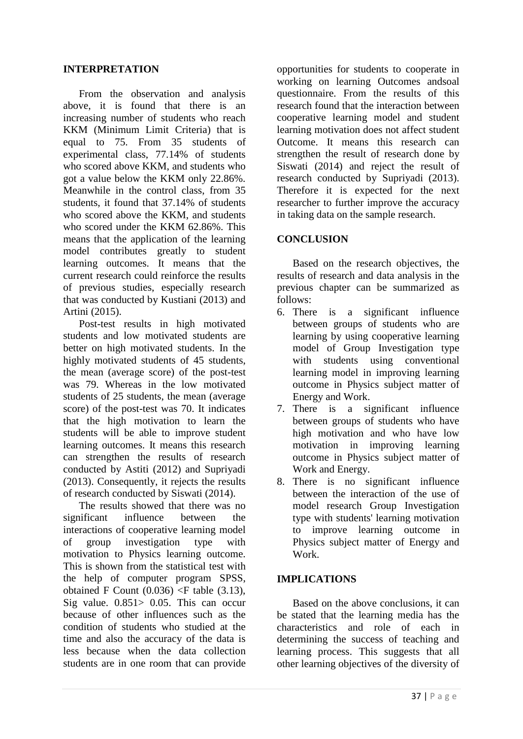## INTERPRETATION

From the observation and analysis above, it is found that there is an increasing number of students who reach KKM (Minimum Limit Criteria) that is equal to 75. From 35 students of experimental class, 77.14% of students who scored above KKM, and students who got a value below the KKM only 22.86%. Meanwhile in the control class, from 35 students, it found that 37.14% of students who scored above the KKM, and students who scored under the KKM 62.86%. This means that the application of the learning model contributes greatly to student learning outcomes. It means that the current research could reinforce the results of previous studies, especially research that was conducted by Kustiani (2013) and Artini (2015).

Post-test results in high motivated students and low motivated students are better on high motivated students. In the highly motivated students of 45 students, the mean (average score) of the post-test was 79. Whereas in the low motivated students of 25 students, the mean (average score) of the post-test was 70. It indicates that the high motivation to learn the students will be able to improve student learning outcomes. It means this research can strengthen the results of research conducted by Astiti (2012) and Supriyadi (2013). Consequently, it rejects the results of research conducted by Siswati (2014).

The results showed that there was no significant influence between the interactions of cooperative learning model of group investigation type with motivation to Physics learning outcome. This is shown from the statistical test with the help of computer program SPSS, obtained F Count (0.036) <F table (3.13), Sig value. 0.851> 0.05. This can occur because of other influences such as the condition of students who studied at the time and also the accuracy of the data is less because when the data collection students are in one room that can provide opportunities for students to cooperate in working on learning Outcomes andsoal questionnaire. From the results of this research found that the interaction between cooperative learning model and student learning motivation does not affect student Outcome. It means this research can strengthen the result of research done by Siswati (2014) and reject the result of research conducted by Supriyadi (2013). Therefore it is expected for the next researcher to further improve the accuracy in taking data on the sample research.

## CONCLUSION

Based on the research objectives, the results of research and data analysis in the previous chapter can be summarized as follows:

6. There is a significant influence between groups of students who are learning by using cooperative learning model of Group Investigation type with students using conventional learning model in improving learning outcome in Physics subject matter of Energy and Work.
7. There is a significant influence between groups of students who have high motivation and who have low motivation in improving learning outcome in Physics subject matter of Work and Energy.
8. There is no significant influence between the interaction of the use of model research Group Investigation type with students' learning motivation to improve learning outcome in Physics subject matter of Energy and Work.

## IMPLICATIONS

Based on the above conclusions, it can be stated that the learning media has the characteristics and role of each in determining the success of teaching and learning process. This suggests that all other learning objectives of the diversity of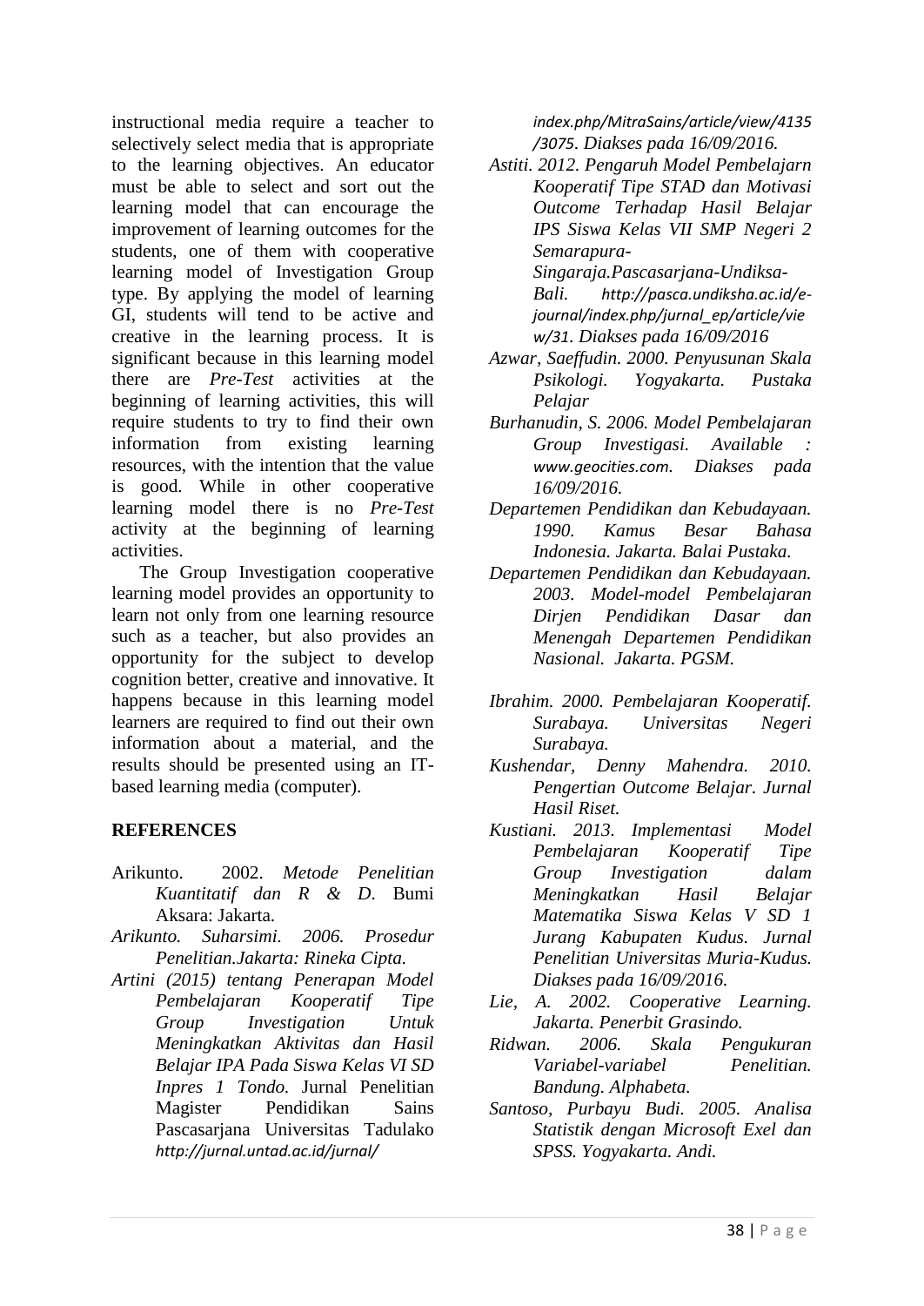instructional media require a teacher to selectively select media that is appropriate to the learning objectives. An educator must be able to select and sort out the learning model that can encourage the improvement of learning outcomes for the students, one of them with cooperative learning model of Investigation Group type. By applying the model of learning GI, students will tend to be active and creative in the learning process. It is significant because in this learning model there are *Pre-Test* activities at the beginning of learning activities, this will require students to try to find their own information from existing learning resources, with the intention that the value is good. While in other cooperative learning model there is no *Pre-Test* activity at the beginning of learning activities.

The Group Investigation cooperative learning model provides an opportunity to learn not only from one learning resource such as a teacher, but also provides an opportunity for the subject to develop cognition better, creative and innovative. It happens because in this learning model learners are required to find out their own information about a material, and the results should be presented using an IT-based learning media (computer).

## REFERENCES

Arikunto. 2002. *Metode Penelitian Kuantitatif dan R & D*. Bumi Aksara: Jakarta.

*Arikunto. Suharsimi. 2006. Prosedur Penelitian.Jakarta: Rineka Cipta.*

*Artini (2015) tentang Penerapan Model Pembelajaran Kooperatif Tipe Group Investigation Untuk Meningkatkan Aktivitas dan Hasil Belajar IPA Pada Siswa Kelas VI SD Inpres 1 Tondo.* Jurnal Penelitian Magister Pendidikan Sains Pascasarjana Universitas Tadulako *http://jurnal.untad.ac.id/jurnal/index.php/MitraSains/article/view/4135/3075. Diakses pada 16/09/2016.*

*Astiti. 2012. Pengaruh Model Pembelajarn Kooperatif Tipe STAD dan Motivasi Outcome Terhadap Hasil Belajar IPS Siswa Kelas VII SMP Negeri 2 Semarapura-Singaraja.Pascasarjana-Undiksa-Bali. http://pasca.undiksha.ac.id/e-journal/index.php/jurnal_ep/article/view/31. Diakses pada 16/09/2016*

*Azwar, Saeffudin. 2000. Penyusunan Skala Psikologi. Yogyakarta. Pustaka Pelajar*

*Burhanudin, S. 2006. Model Pembelajaran Group Investigasi. Available : www.geocities.com. Diakses pada 16/09/2016.*

*Departemen Pendidikan dan Kebudayaan. 1990. Kamus Besar Bahasa Indonesia. Jakarta. Balai Pustaka.*

*Departemen Pendidikan dan Kebudayaan. 2003. Model-model Pembelajaran Dirjen Pendidikan Dasar dan Menengah Departemen Pendidikan Nasional. Jakarta. PGSM.*

*Ibrahim. 2000. Pembelajaran Kooperatif. Surabaya. Universitas Negeri Surabaya.*

*Kushendar, Denny Mahendra. 2010. Pengertian Outcome Belajar. Jurnal Hasil Riset.*

*Kustiani. 2013. Implementasi Model Pembelajaran Kooperatif Tipe Group Investigation dalam Meningkatkan Hasil Belajar Matematika Siswa Kelas V SD 1 Jurang Kabupaten Kudus. Jurnal Penelitian Universitas Muria-Kudus. Diakses pada 16/09/2016.*

*Lie, A. 2002. Cooperative Learning. Jakarta. Penerbit Grasindo.*

*Ridwan. 2006. Skala Pengukuran Variabel-variabel Penelitian. Bandung. Alphabeta.*

*Santoso, Purbayu Budi. 2005. Analisa Statistik dengan Microsoft Exel dan SPSS. Yogyakarta. Andi.*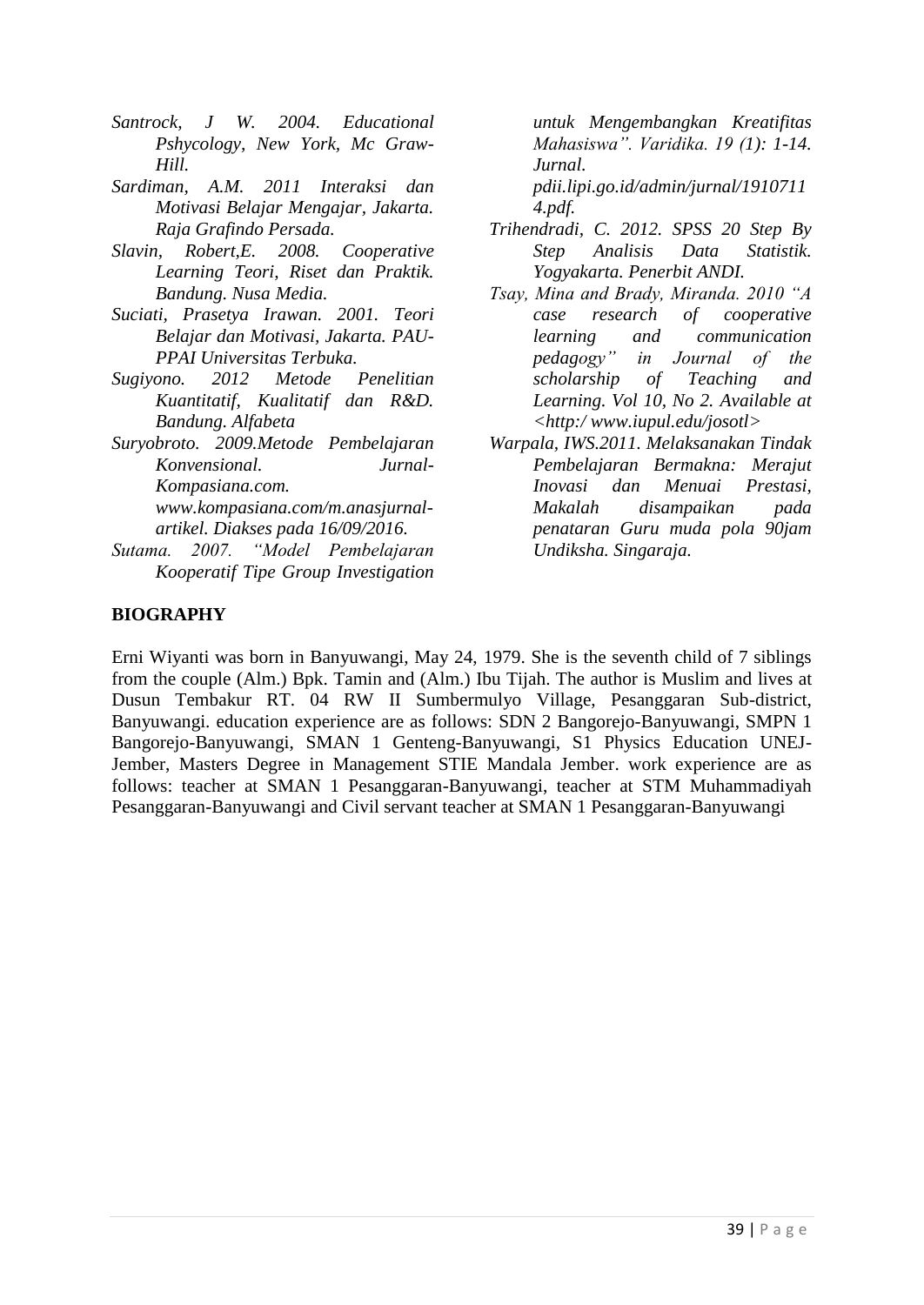*Santrock, J W. 2004. Educational Pshycology, New York, Mc Graw-Hill.*

*Sardiman, A.M. 2011 Interaksi dan Motivasi Belajar Mengajar, Jakarta. Raja Grafindo Persada.*

*Slavin, Robert,E. 2008. Cooperative Learning Teori, Riset dan Praktik. Bandung. Nusa Media.*

*Suciati, Prasetya Irawan. 2001. Teori Belajar dan Motivasi, Jakarta. PAU-PPAI Universitas Terbuka.*

*Sugiyono. 2012 Metode Penelitian Kuantitatif, Kualitatif dan R&D. Bandung. Alfabeta*

*Suryobroto. 2009.Metode Pembelajaran Konvensional. Jurnal-Kompasiana.com. www.kompasiana.com/m.anasjurnal-artikel. Diakses pada 16/09/2016.*

*Sutama. 2007. "Model Pembelajaran Kooperatif Tipe Group Investigation untuk Mengembangkan Kreatifitas Mahasiswa". Varidika. 19 (1): 1-14. Jurnal. pdii.lipi.go.id/admin/jurnal/19107114.pdf.*

*Trihendradi, C. 2012. SPSS 20 Step By Step Analisis Data Statistik. Yogyakarta. Penerbit ANDI.*

*Tsay, Mina and Brady, Miranda. 2010 "A case research of cooperative learning and communication pedagogy" in Journal of the scholarship of Teaching and Learning. Vol 10, No 2. Available at <http:/ www.iupul.edu/josotl>*

*Warpala, IWS.2011. Melaksanakan Tindak Pembelajaran Bermakna: Merajut Inovasi dan Menuai Prestasi, Makalah disampaikan pada penataran Guru muda pola 90jam Undiksha. Singaraja.*

## BIOGRAPHY

Erni Wiyanti was born in Banyuwangi, May 24, 1979. She is the seventh child of 7 siblings from the couple (Alm.) Bpk. Tamin and (Alm.) Ibu Tijah. The author is Muslim and lives at Dusun Tembakur RT. 04 RW II Sumbermulyo Village, Pesanggaran Sub-district, Banyuwangi. education experience are as follows: SDN 2 Bangorejo-Banyuwangi, SMPN 1 Bangorejo-Banyuwangi, SMAN 1 Genteng-Banyuwangi, S1 Physics Education UNEJ-Jember, Masters Degree in Management STIE Mandala Jember. work experience are as follows: teacher at SMAN 1 Pesanggaran-Banyuwangi, teacher at STM Muhammadiyah Pesanggaran-Banyuwangi and Civil servant teacher at SMAN 1 Pesanggaran-Banyuwangi